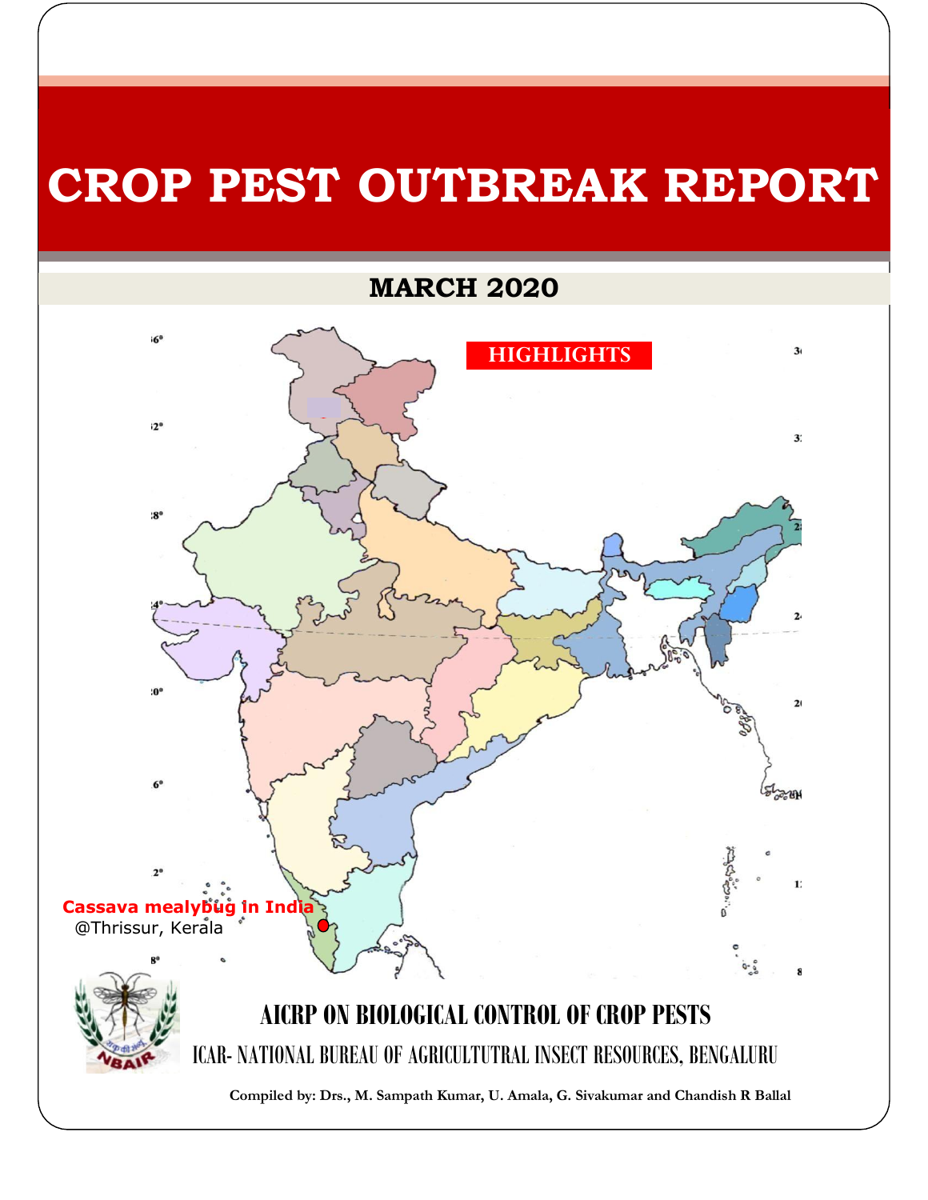# CROP PEST OUTBREAK REPORT

## MARCH 2020

**HIGHLIGHTS**

**Cassava mealybug in India**
@Thrissur, Kerala

**AICRP ON BIOLOGICAL CONTROL OF CROP PESTS**

ICAR- NATIONAL BUREAU OF AGRICULTUTRAL INSECT RESOURCES, BENGALURU

**Compiled by: Drs., M. Sampath Kumar, U. Amala, G. Sivakumar and Chandish R Ballal**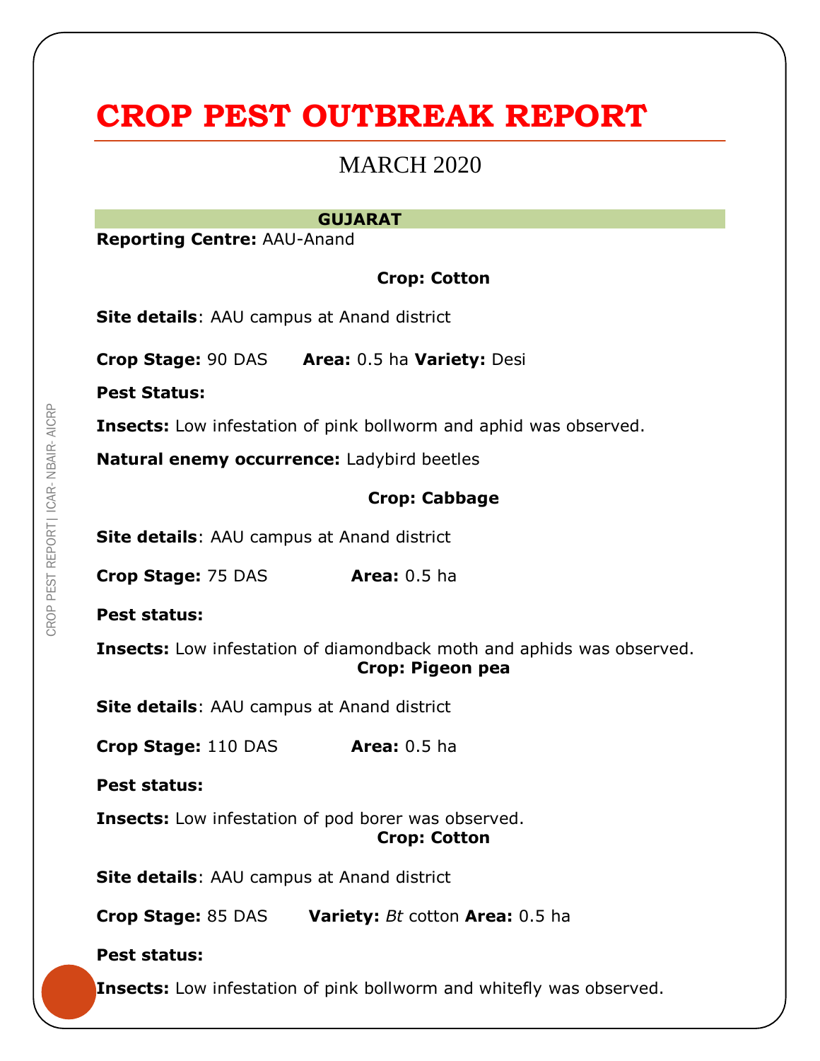# CROP PEST OUTBREAK REPORT

## MARCH 2020

### GUJARAT

**Reporting Centre:** AAU-Anand

**Crop: Cotton**

**Site details**: AAU campus at Anand district

**Crop Stage:** 90 DAS **Area:** 0.5 ha **Variety:** Desi

**Pest Status:**

**Insects:** Low infestation of pink bollworm and aphid was observed.

**Natural enemy occurrence:** Ladybird beetles

**Crop: Cabbage**

**Site details**: AAU campus at Anand district

**Crop Stage:** 75 DAS **Area:** 0.5 ha

**Pest status:**

**Insects:** Low infestation of diamondback moth and aphids was observed.

**Crop: Pigeon pea**

**Site details**: AAU campus at Anand district

**Crop Stage:** 110 DAS **Area:** 0.5 ha

**Pest status:**

**Insects:** Low infestation of pod borer was observed.

**Crop: Cotton**

**Site details**: AAU campus at Anand district

**Crop Stage:** 85 DAS **Variety:** *Bt* cotton **Area:** 0.5 ha

**Pest status:**

**Insects:** Low infestation of pink bollworm and whitefly was observed.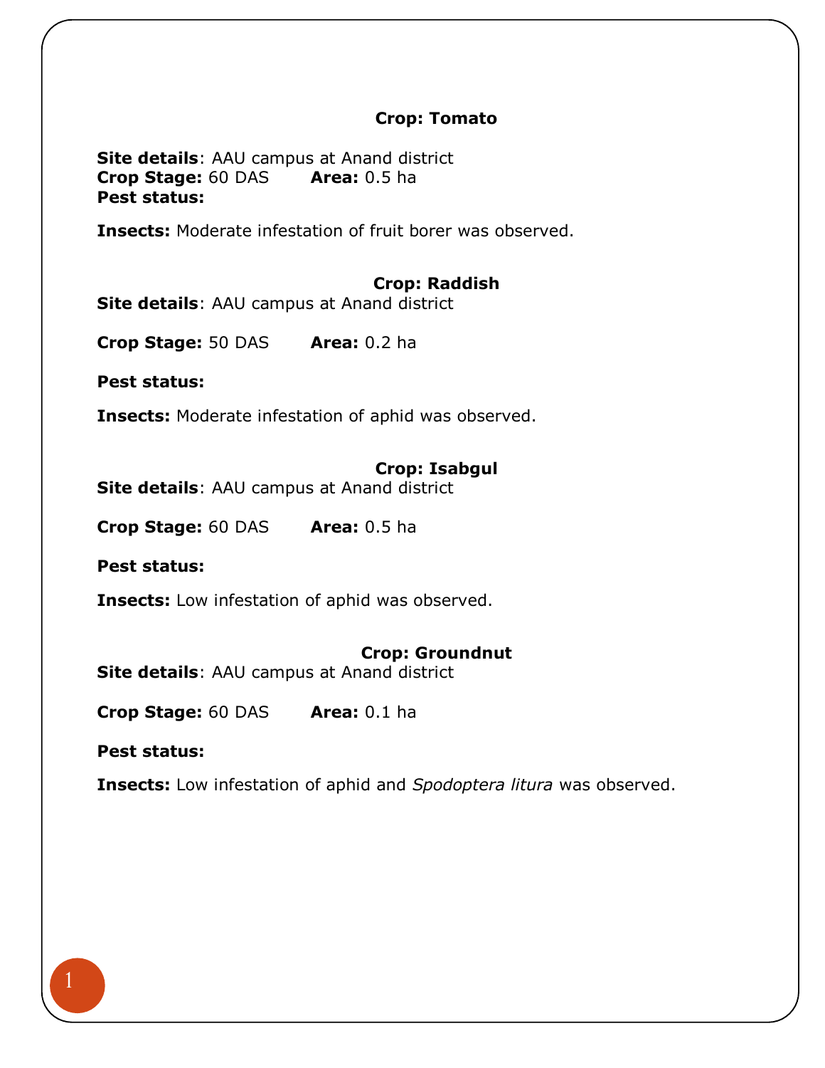## Crop: Tomato

**Site details**: AAU campus at Anand district

**Crop Stage:** 60 DAS **Area:** 0.5 ha

**Pest status:**

**Insects:** Moderate infestation of fruit borer was observed.

## Crop: Raddish

**Site details**: AAU campus at Anand district

**Crop Stage:** 50 DAS **Area:** 0.2 ha

**Pest status:**

**Insects:** Moderate infestation of aphid was observed.

## Crop: Isabgul

**Site details**: AAU campus at Anand district

**Crop Stage:** 60 DAS **Area:** 0.5 ha

**Pest status:**

**Insects:** Low infestation of aphid was observed.

## Crop: Groundnut

**Site details**: AAU campus at Anand district

**Crop Stage:** 60 DAS **Area:** 0.1 ha

**Pest status:**

**Insects:** Low infestation of aphid and *Spodoptera litura* was observed.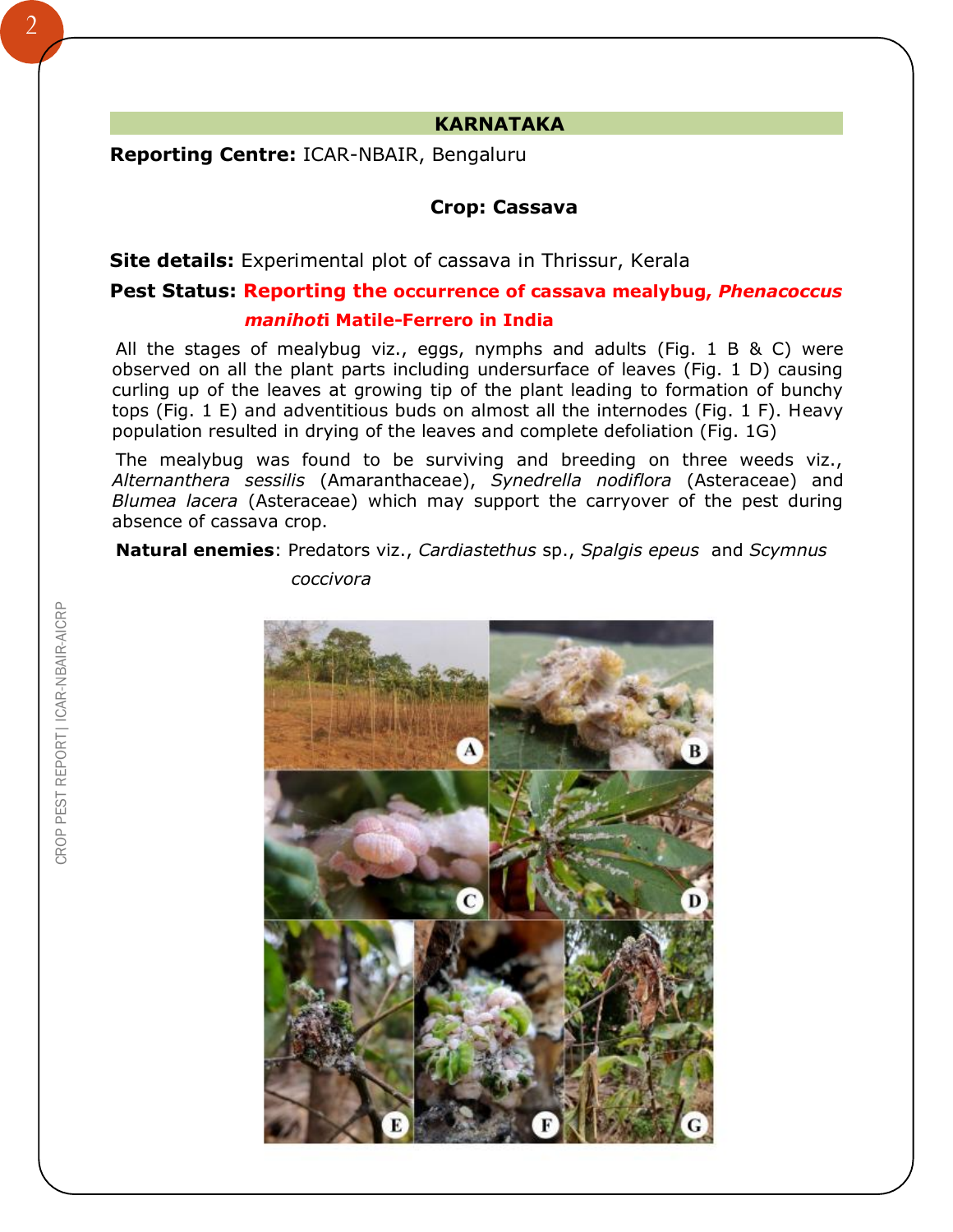## KARNATAKA

**Reporting Centre:** ICAR-NBAIR, Bengaluru

**Crop: Cassava**

**Site details:** Experimental plot of cassava in Thrissur, Kerala

**Pest Status: Reporting the occurrence of cassava mealybug, *Phenacoccus manihoti* Matile-Ferrero in India**

All the stages of mealybug viz., eggs, nymphs and adults (Fig. 1 B & C) were observed on all the plant parts including undersurface of leaves (Fig. 1 D) causing curling up of the leaves at growing tip of the plant leading to formation of bunchy tops (Fig. 1 E) and adventitious buds on almost all the internodes (Fig. 1 F). Heavy population resulted in drying of the leaves and complete defoliation (Fig. 1G)

The mealybug was found to be surviving and breeding on three weeds viz., *Alternanthera sessilis* (Amaranthaceae), *Synedrella nodiflora* (Asteraceae) and *Blumea lacera* (Asteraceae) which may support the carryover of the pest during absence of cassava crop.

**Natural enemies**: Predators viz., *Cardiastethus* sp., *Spalgis epeus* and *Scymnus coccivora*